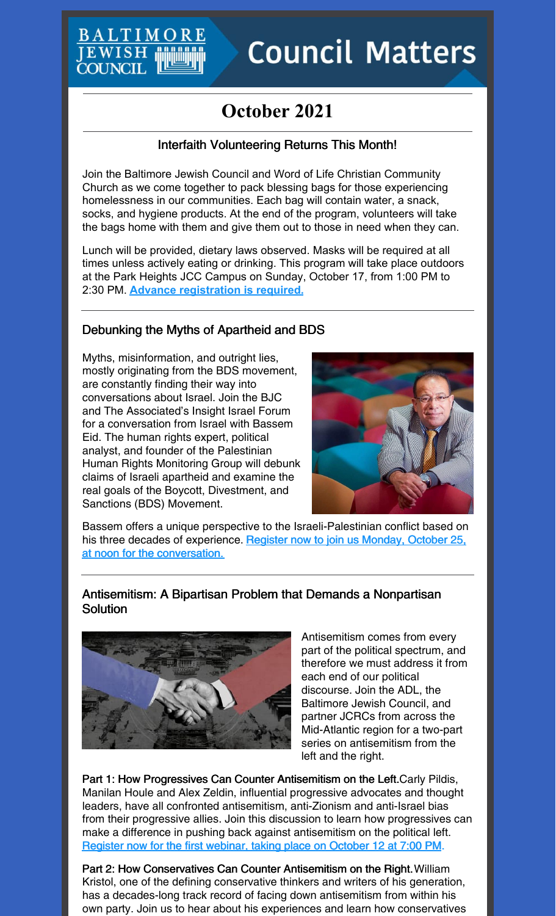# Council Matters

## October 2021

### Interfaith Volunteering Returns This Month!

Join the Baltimore Jewish Council and Word of Life Christian Community Church as we come together to pack blessing bags for those experiencing homelessness in our communities. Each bag will contain water, a snack, socks, and hygiene products. At the end of the program, volunteers will take the bags home with them and give them out to those in need when they can.

Lunch will be provided, dietary laws observed. Masks will be required at all times unless actively eating or drinking. This program will take place outdoors at the Park Heights JCC Campus on Sunday, October 17, from 1:00 PM to 2:30 PM. **Advance registration is required.**

### Debunking the Myths of Apartheid and BDS

Myths, misinformation, and outright lies, mostly originating from the BDS movement, are constantly finding their way into conversations about Israel. Join the BJC and The Associated's Insight Israel Forum for a conversation from Israel with Bassem Eid. The human rights expert, political analyst, and founder of the Palestinian Human Rights Monitoring Group will debunk claims of Israeli apartheid and examine the real goals of the Boycott, Divestment, and Sanctions (BDS) Movement.

Bassem offers a unique perspective to the Israeli-Palestinian conflict based on his three decades of experience. Register now to join us Monday, October 25, at noon for the conversation.

### Antisemitism: A Bipartisan Problem that Demands a Nonpartisan Solution

Antisemitism comes from every part of the political spectrum, and therefore we must address it from each end of our political discourse. Join the ADL, the Baltimore Jewish Council, and partner JCRCs from across the Mid-Atlantic region for a two-part series on antisemitism from the left and the right.

Part 1: How Progressives Can Counter Antisemitism on the Left. Carly Pildis, Manilan Houle and Alex Zeldin, influential progressive advocates and thought leaders, have all confronted antisemitism, anti-Zionism and anti-Israel bias from their progressive allies. Join this discussion to learn how progressives can make a difference in pushing back against antisemitism on the political left. Register now for the first webinar, taking place on October 12 at 7:00 PM.

Part 2: How Conservatives Can Counter Antisemitism on the Right. William Kristol, one of the defining conservative thinkers and writers of his generation, has a decades-long track record of facing down antisemitism from within his own party. Join us to hear about his experiences and learn how conservatives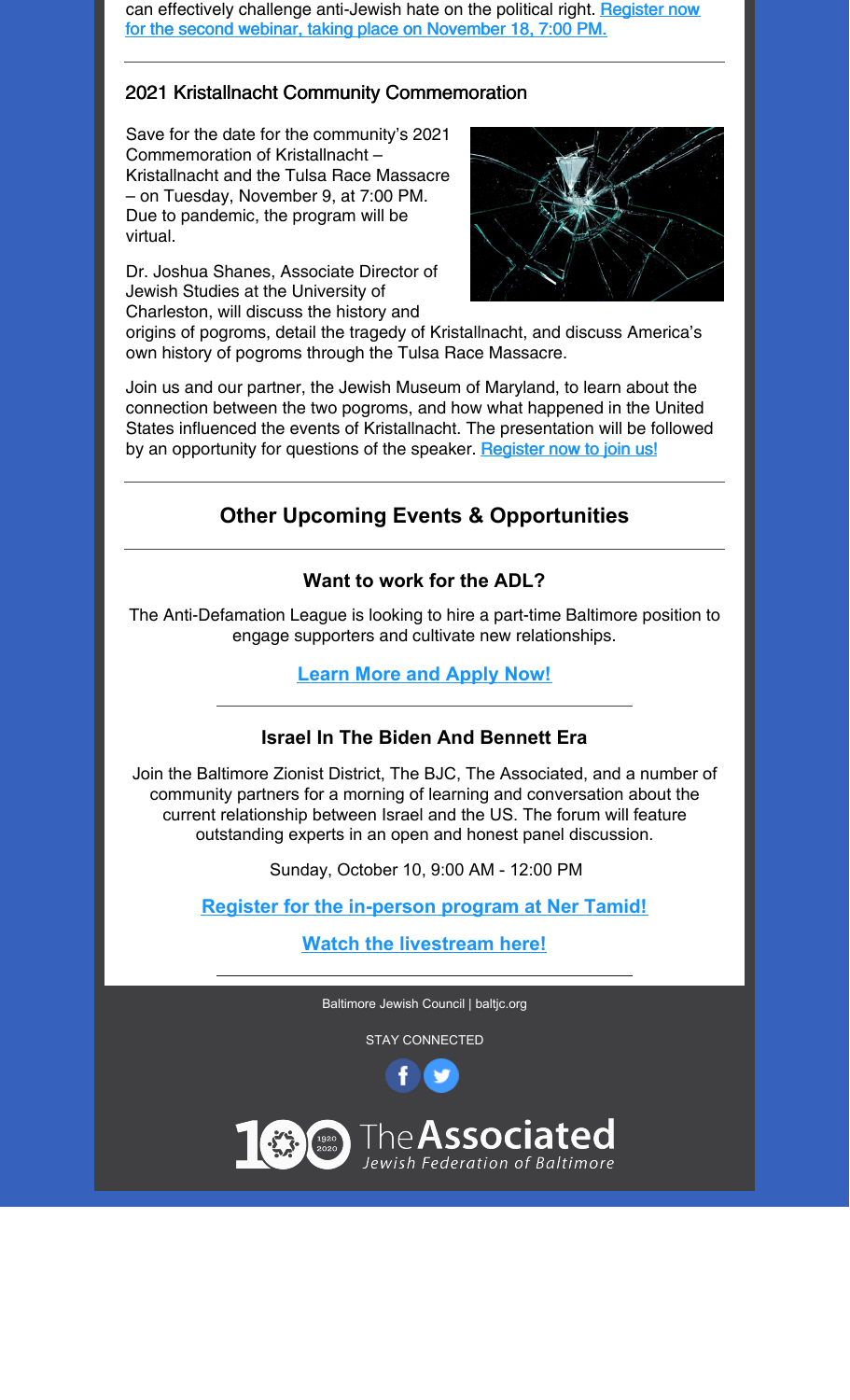can effectively challenge anti-Jewish hate on the political right. Register now for the second webinar, taking place on November 18, 7:00 PM.

---

### 2021 Kristallnacht Community Commemoration

Save for the date for the community's 2021 Commemoration of Kristallnacht – Kristallnacht and the Tulsa Race Massacre – on Tuesday, November 9, at 7:00 PM. Due to pandemic, the program will be virtual.

Dr. Joshua Shanes, Associate Director of Jewish Studies at the University of Charleston, will discuss the history and origins of pogroms, detail the tragedy of Kristallnacht, and discuss America's own history of pogroms through the Tulsa Race Massacre.

Join us and our partner, the Jewish Museum of Maryland, to learn about the connection between the two pogroms, and how what happened in the United States influenced the events of Kristallnacht. The presentation will be followed by an opportunity for questions of the speaker. Register now to join us!

---

## Other Upcoming Events & Opportunities

---

### Want to work for the ADL?

The Anti-Defamation League is looking to hire a part-time Baltimore position to engage supporters and cultivate new relationships.

**Learn More and Apply Now!**

---

### Israel In The Biden And Bennett Era

Join the Baltimore Zionist District, The BJC, The Associated, and a number of community partners for a morning of learning and conversation about the current relationship between Israel and the US. The forum will feature outstanding experts in an open and honest panel discussion.

Sunday, October 10, 9:00 AM - 12:00 PM

**Register for the in-person program at Ner Tamid!**

**Watch the livestream here!**

---

Baltimore Jewish Council | baltjc.org

STAY CONNECTED

The Associated
*Jewish Federation of Baltimore*